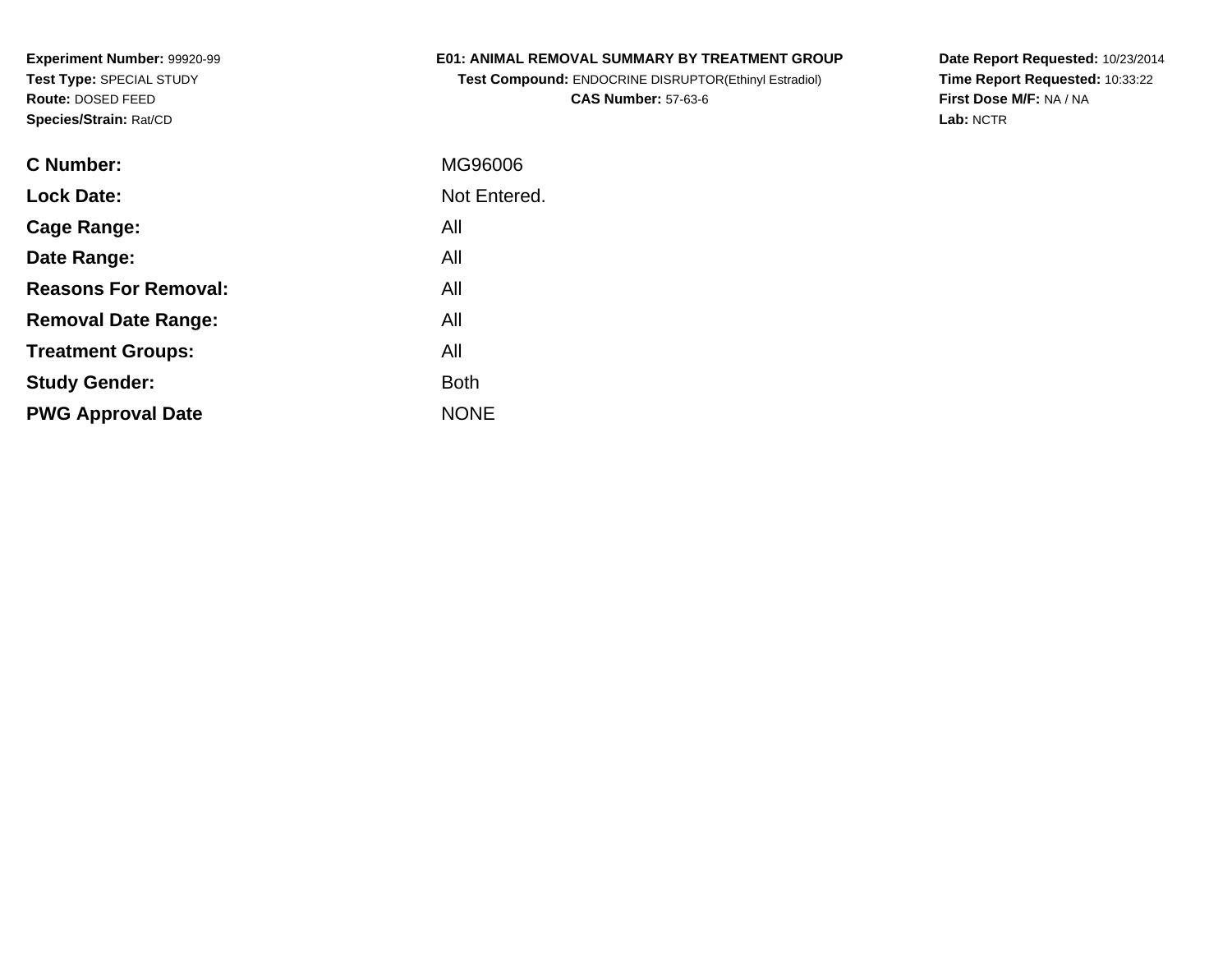**Experiment Number:** 99920-99
**Test Type:** SPECIAL STUDY
**Route:** DOSED FEED
**Species/Strain:** Rat/CD

**E01: ANIMAL REMOVAL SUMMARY BY TREATMENT GROUP**
**Test Compound:** ENDOCRINE DISRUPTOR(Ethinyl Estradiol)
**CAS Number:** 57-63-6

**Date Report Requested:** 10/23/2014
**Time Report Requested:** 10:33:22
**First Dose M/F:** NA / NA
**Lab:** NCTR

| | |
|---|---|
| **C Number:** | MG96006 |
| **Lock Date:** | Not Entered. |
| **Cage Range:** | All |
| **Date Range:** | All |
| **Reasons For Removal:** | All |
| **Removal Date Range:** | All |
| **Treatment Groups:** | All |
| **Study Gender:** | Both |
| **PWG Approval Date** | NONE |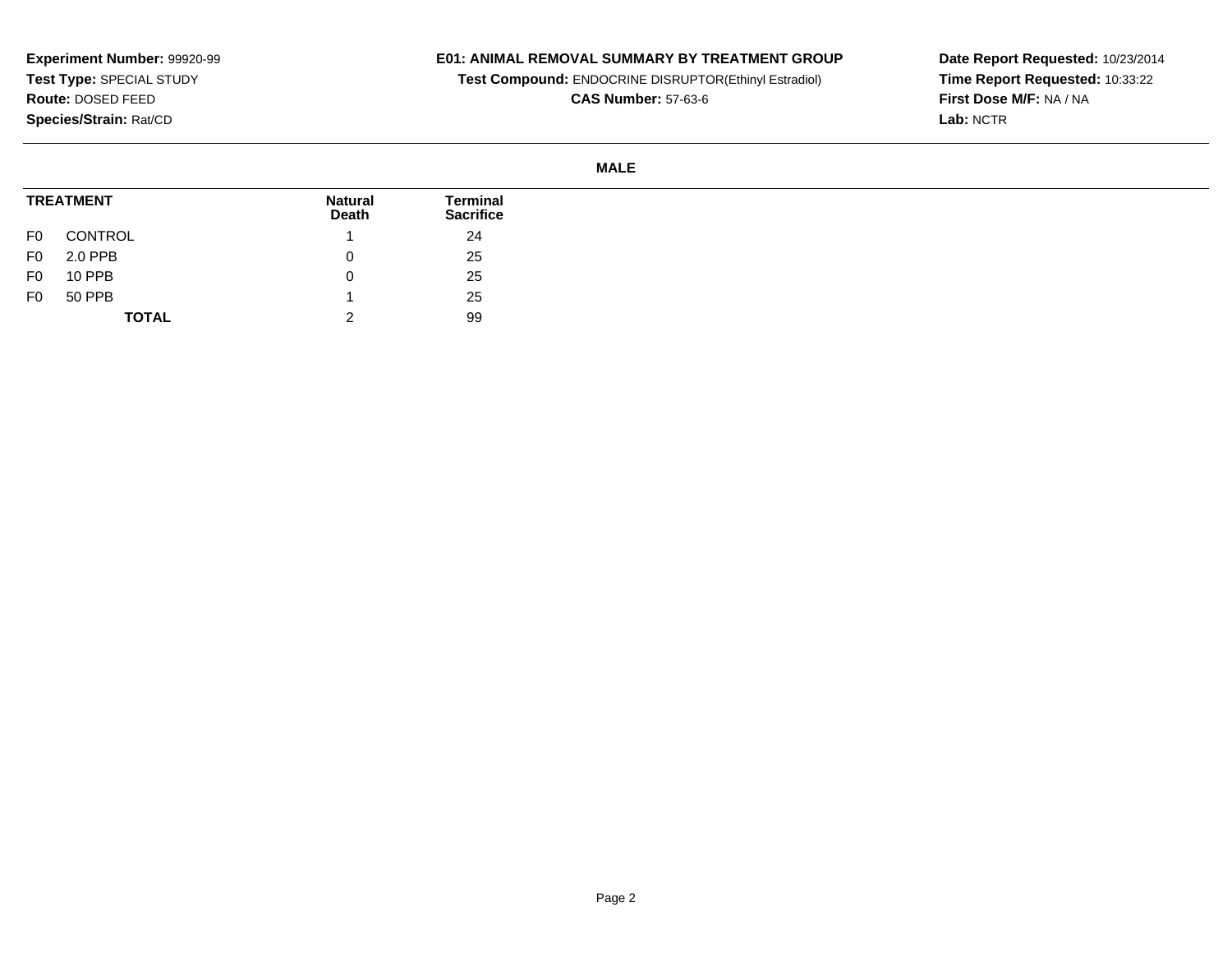**Experiment Number:** 99920-99
**Test Type:** SPECIAL STUDY
**Route:** DOSED FEED
**Species/Strain:** Rat/CD

**E01: ANIMAL REMOVAL SUMMARY BY TREATMENT GROUP**
**Test Compound:** ENDOCRINE DISRUPTOR(Ethinyl Estradiol)
**CAS Number:** 57-63-6

**Date Report Requested:** 10/23/2014
**Time Report Requested:** 10:33:22
**First Dose M/F:** NA / NA
**Lab:** NCTR

**MALE**

| TREATMENT | | Natural Death | Terminal Sacrifice |
|---|---|---|---|
| F0 | CONTROL | 1 | 24 |
| F0 | 2.0 PPB | 0 | 25 |
| F0 | 10 PPB | 0 | 25 |
| F0 | 50 PPB | 1 | 25 |
| | **TOTAL** | 2 | 99 |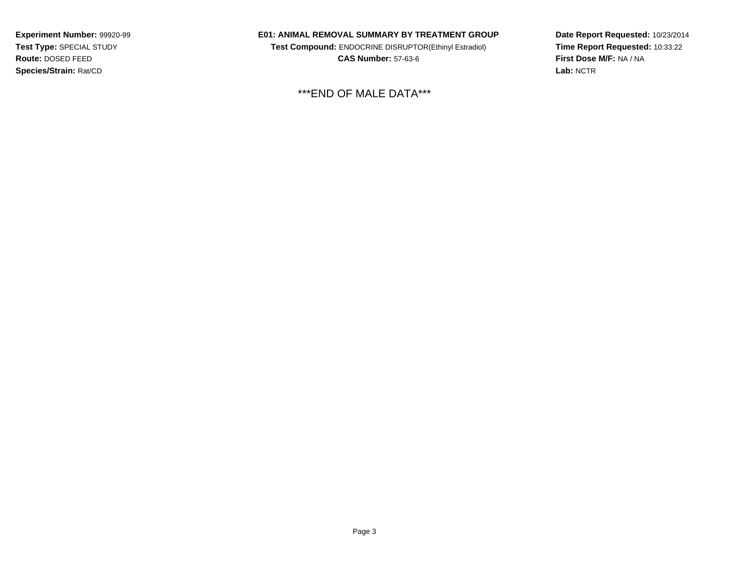**Experiment Number:** 99920-99
**Test Type:** SPECIAL STUDY
**Route:** DOSED FEED
**Species/Strain:** Rat/CD

**E01: ANIMAL REMOVAL SUMMARY BY TREATMENT GROUP**
**Test Compound:** ENDOCRINE DISRUPTOR(Ethinyl Estradiol)
**CAS Number:** 57-63-6

**Date Report Requested:** 10/23/2014
**Time Report Requested:** 10:33:22
**First Dose M/F:** NA / NA
**Lab:** NCTR

***END OF MALE DATA***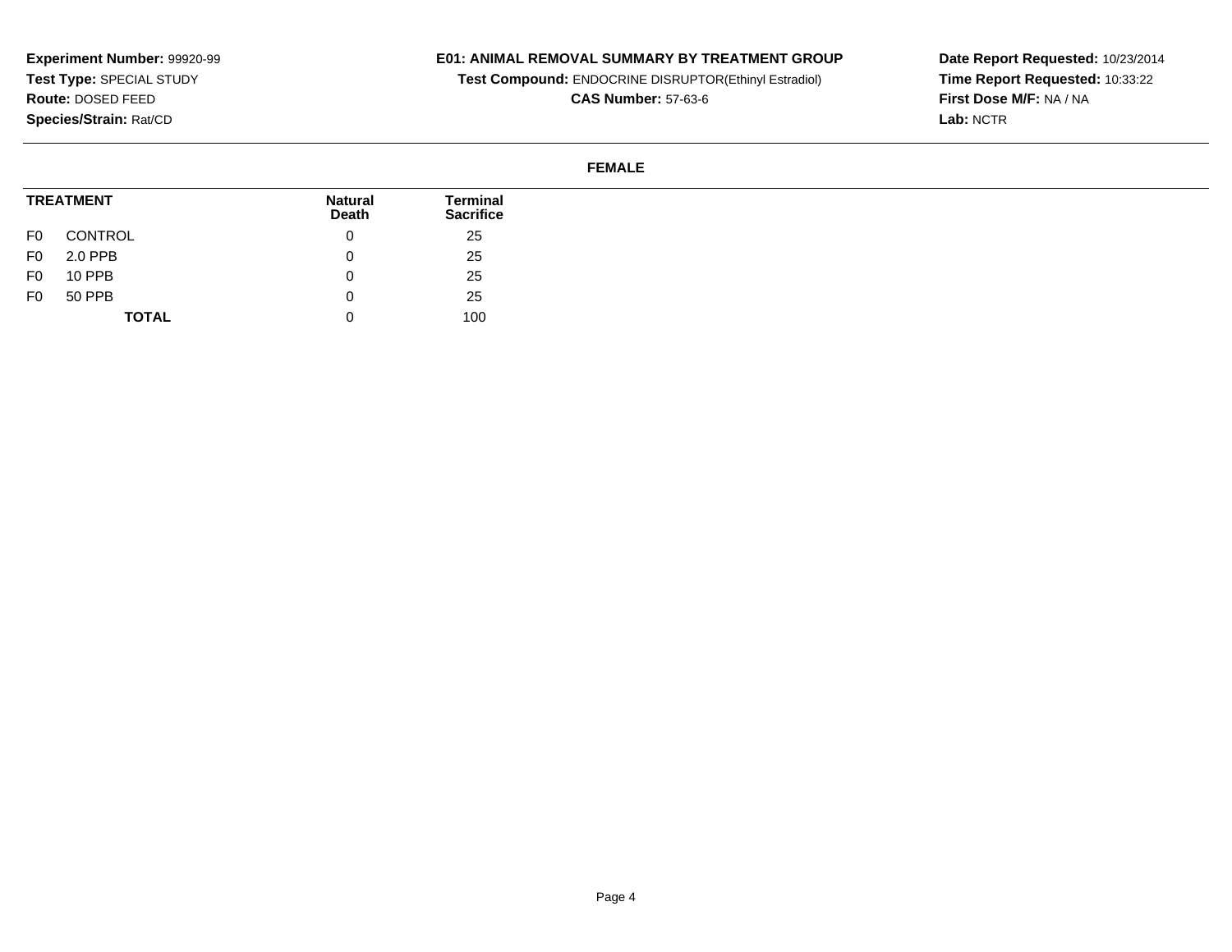**Experiment Number:** 99920-99
**Test Type:** SPECIAL STUDY
**Route:** DOSED FEED
**Species/Strain:** Rat/CD

**E01: ANIMAL REMOVAL SUMMARY BY TREATMENT GROUP**
**Test Compound:** ENDOCRINE DISRUPTOR(Ethinyl Estradiol)
**CAS Number:** 57-63-6

**Date Report Requested:** 10/23/2014
**Time Report Requested:** 10:33:22
**First Dose M/F:** NA / NA
**Lab:** NCTR

**FEMALE**

| TREATMENT | | Natural Death | Terminal Sacrifice |
|---|---|---|---|
| F0 | CONTROL | 0 | 25 |
| F0 | 2.0 PPB | 0 | 25 |
| F0 | 10 PPB | 0 | 25 |
| F0 | 50 PPB | 0 | 25 |
| | **TOTAL** | 0 | 100 |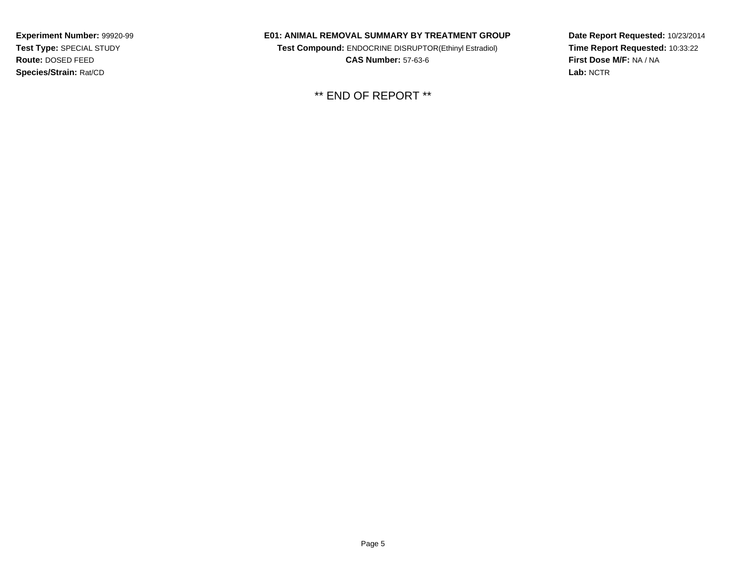**Experiment Number:** 99920-99
**Test Type:** SPECIAL STUDY
**Route:** DOSED FEED
**Species/Strain:** Rat/CD

**E01: ANIMAL REMOVAL SUMMARY BY TREATMENT GROUP**
**Test Compound:** ENDOCRINE DISRUPTOR(Ethinyl Estradiol)
**CAS Number:** 57-63-6

**Date Report Requested:** 10/23/2014
**Time Report Requested:** 10:33:22
**First Dose M/F:** NA / NA
**Lab:** NCTR

** END OF REPORT **